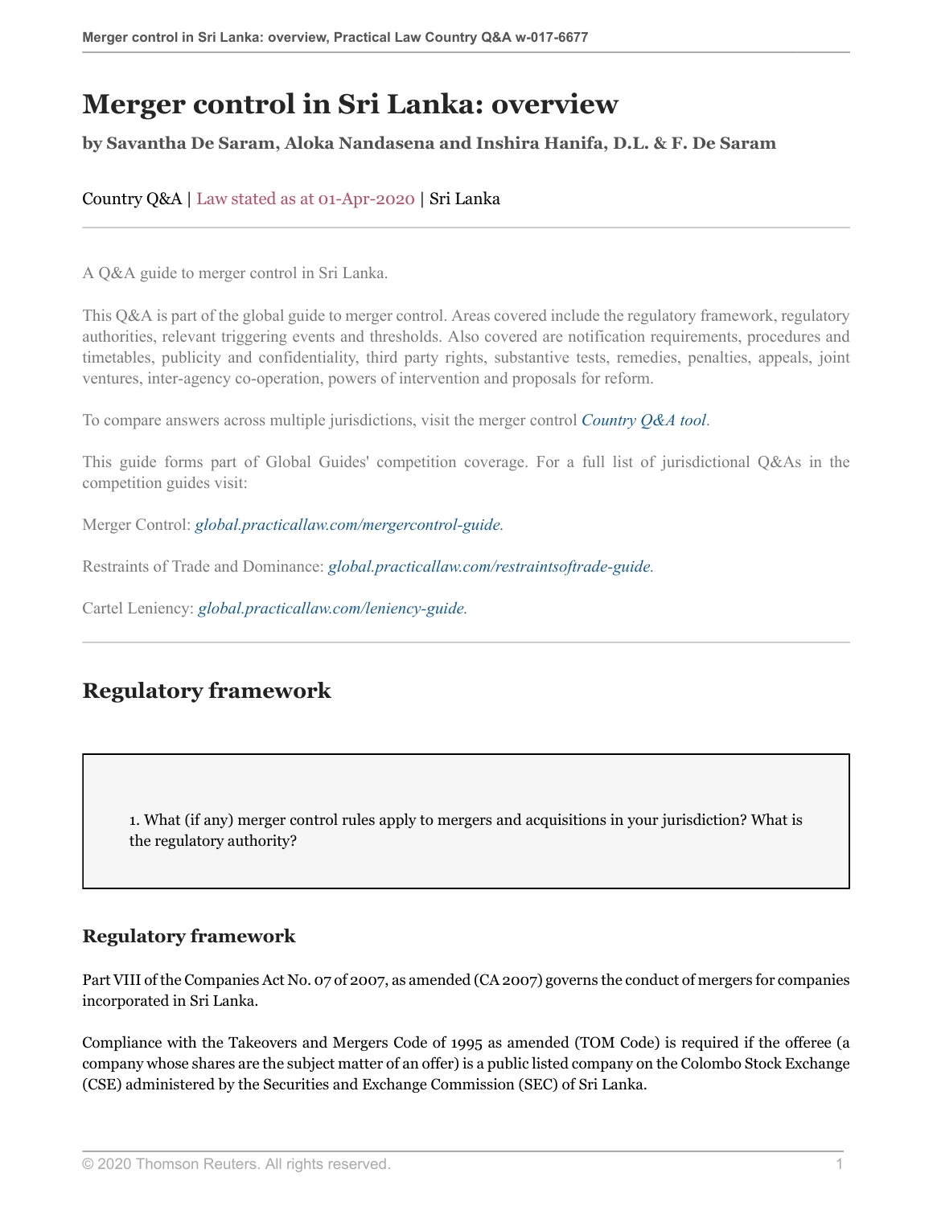# Merger control in Sri Lanka: overview

**by Savantha De Saram, Aloka Nandasena and Inshira Hanifa, D.L. & F. De Saram**

Country Q&A | Law stated as at 01-Apr-2020 | Sri Lanka

A Q&A guide to merger control in Sri Lanka.

This Q&A is part of the global guide to merger control. Areas covered include the regulatory framework, regulatory authorities, relevant triggering events and thresholds. Also covered are notification requirements, procedures and timetables, publicity and confidentiality, third party rights, substantive tests, remedies, penalties, appeals, joint ventures, inter-agency co-operation, powers of intervention and proposals for reform.

To compare answers across multiple jurisdictions, visit the merger control *Country Q&A tool*.

This guide forms part of Global Guides' competition coverage. For a full list of jurisdictional Q&As in the competition guides visit:

Merger Control: *global.practicallaw.com/mergercontrol-guide.*

Restraints of Trade and Dominance: *global.practicallaw.com/restraintsoftrade-guide.*

Cartel Leniency: *global.practicallaw.com/leniency-guide.*

## Regulatory framework

1. What (if any) merger control rules apply to mergers and acquisitions in your jurisdiction? What is the regulatory authority?

### Regulatory framework

Part VIII of the Companies Act No. 07 of 2007, as amended (CA 2007) governs the conduct of mergers for companies incorporated in Sri Lanka.

Compliance with the Takeovers and Mergers Code of 1995 as amended (TOM Code) is required if the offeree (a company whose shares are the subject matter of an offer) is a public listed company on the Colombo Stock Exchange (CSE) administered by the Securities and Exchange Commission (SEC) of Sri Lanka.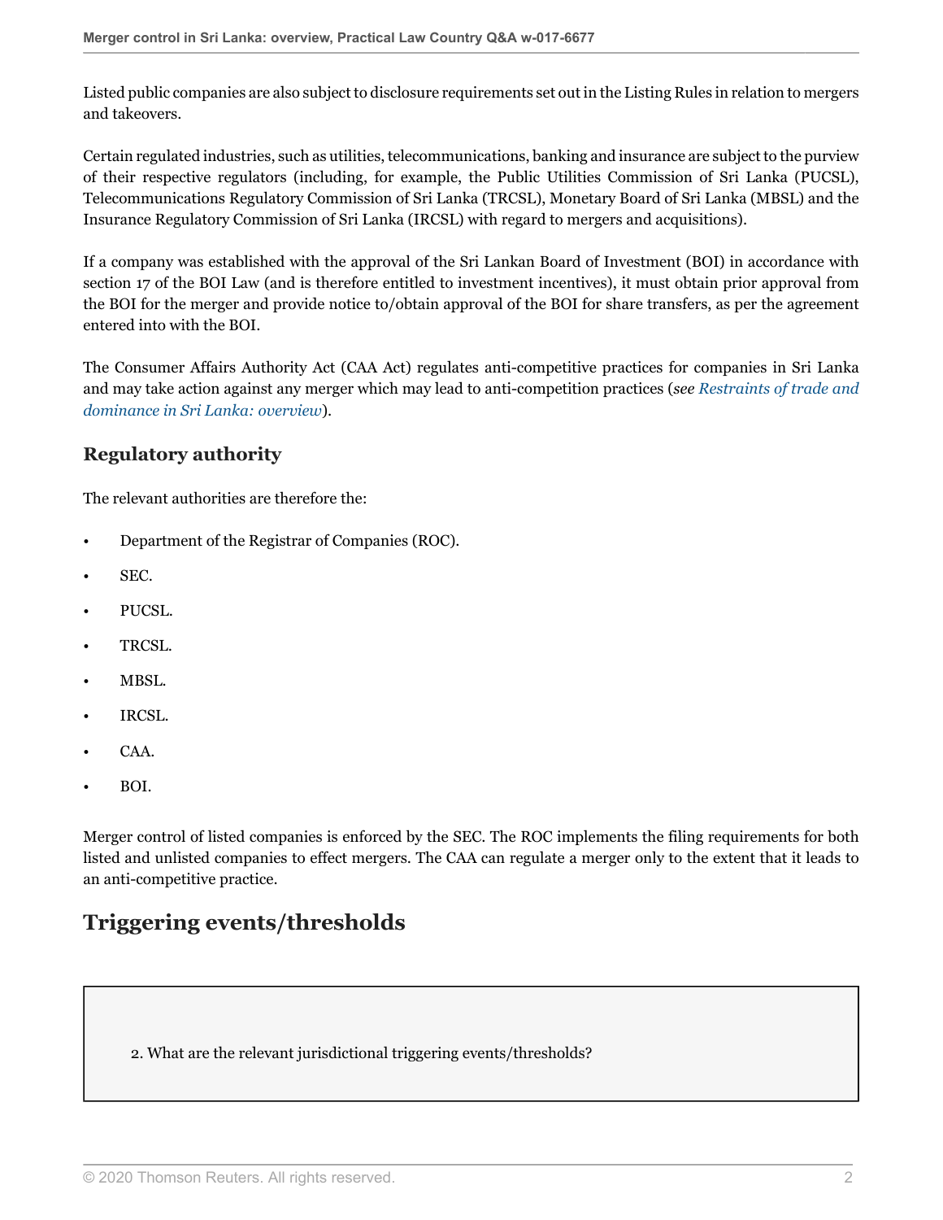Listed public companies are also subject to disclosure requirements set out in the Listing Rules in relation to mergers and takeovers.

Certain regulated industries, such as utilities, telecommunications, banking and insurance are subject to the purview of their respective regulators (including, for example, the Public Utilities Commission of Sri Lanka (PUCSL), Telecommunications Regulatory Commission of Sri Lanka (TRCSL), Monetary Board of Sri Lanka (MBSL) and the Insurance Regulatory Commission of Sri Lanka (IRCSL) with regard to mergers and acquisitions).

If a company was established with the approval of the Sri Lankan Board of Investment (BOI) in accordance with section 17 of the BOI Law (and is therefore entitled to investment incentives), it must obtain prior approval from the BOI for the merger and provide notice to/obtain approval of the BOI for share transfers, as per the agreement entered into with the BOI.

The Consumer Affairs Authority Act (CAA Act) regulates anti-competitive practices for companies in Sri Lanka and may take action against any merger which may lead to anti-competition practices (*see Restraints of trade and dominance in Sri Lanka: overview*).

### Regulatory authority

The relevant authorities are therefore the:

- Department of the Registrar of Companies (ROC).
- SEC.
- PUCSL.
- TRCSL.
- MBSL.
- IRCSL.
- CAA.
- BOI.

Merger control of listed companies is enforced by the SEC. The ROC implements the filing requirements for both listed and unlisted companies to effect mergers. The CAA can regulate a merger only to the extent that it leads to an anti-competitive practice.

## Triggering events/thresholds

2. What are the relevant jurisdictional triggering events/thresholds?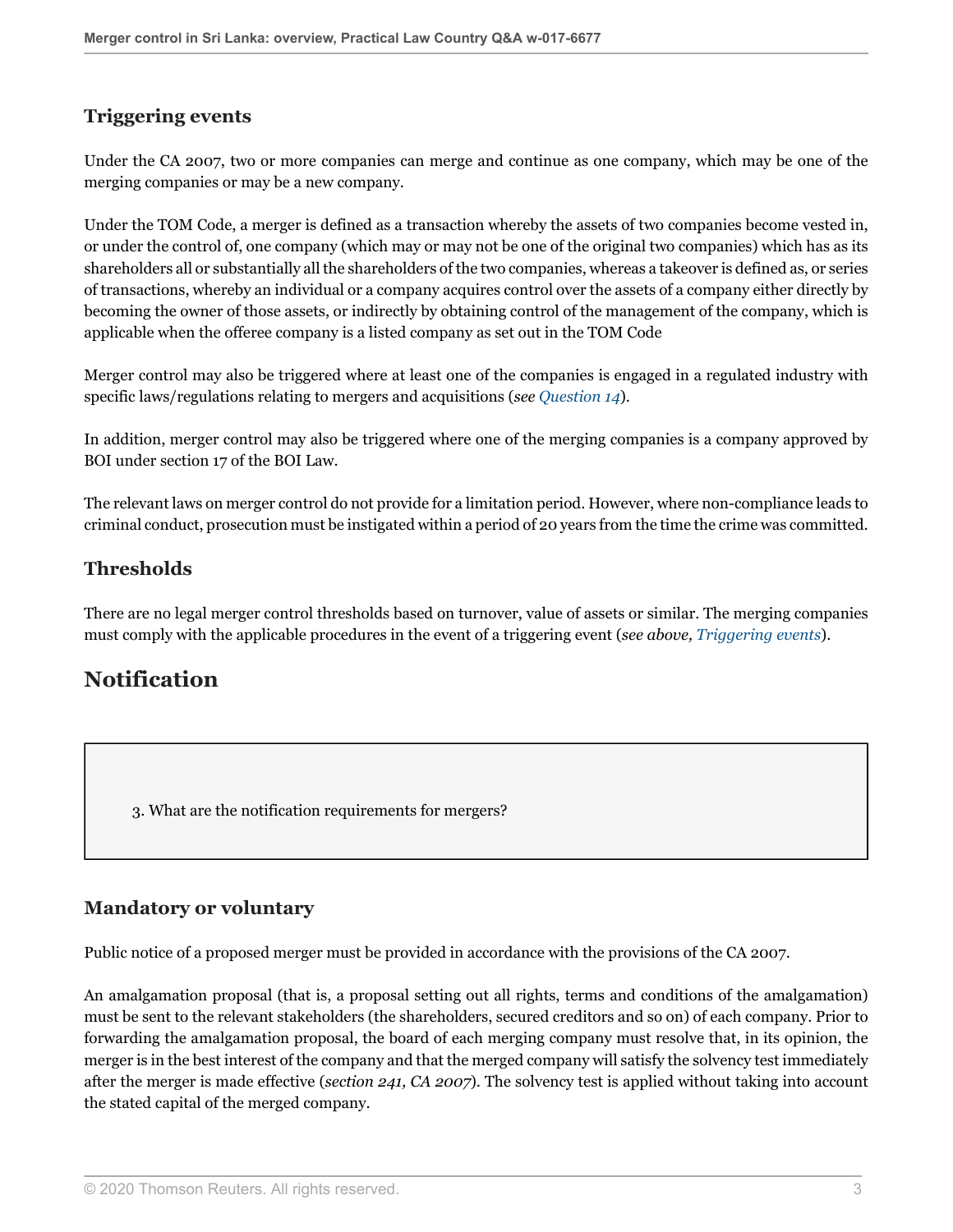### Triggering events

Under the CA 2007, two or more companies can merge and continue as one company, which may be one of the merging companies or may be a new company.

Under the TOM Code, a merger is defined as a transaction whereby the assets of two companies become vested in, or under the control of, one company (which may or may not be one of the original two companies) which has as its shareholders all or substantially all the shareholders of the two companies, whereas a takeover is defined as, or series of transactions, whereby an individual or a company acquires control over the assets of a company either directly by becoming the owner of those assets, or indirectly by obtaining control of the management of the company, which is applicable when the offeree company is a listed company as set out in the TOM Code

Merger control may also be triggered where at least one of the companies is engaged in a regulated industry with specific laws/regulations relating to mergers and acquisitions (*see Question 14*).

In addition, merger control may also be triggered where one of the merging companies is a company approved by BOI under section 17 of the BOI Law.

The relevant laws on merger control do not provide for a limitation period. However, where non-compliance leads to criminal conduct, prosecution must be instigated within a period of 20 years from the time the crime was committed.

### Thresholds

There are no legal merger control thresholds based on turnover, value of assets or similar. The merging companies must comply with the applicable procedures in the event of a triggering event (*see above, Triggering events*).

## Notification

3. What are the notification requirements for mergers?

### Mandatory or voluntary

Public notice of a proposed merger must be provided in accordance with the provisions of the CA 2007.

An amalgamation proposal (that is, a proposal setting out all rights, terms and conditions of the amalgamation) must be sent to the relevant stakeholders (the shareholders, secured creditors and so on) of each company. Prior to forwarding the amalgamation proposal, the board of each merging company must resolve that, in its opinion, the merger is in the best interest of the company and that the merged company will satisfy the solvency test immediately after the merger is made effective (*section 241, CA 2007*). The solvency test is applied without taking into account the stated capital of the merged company.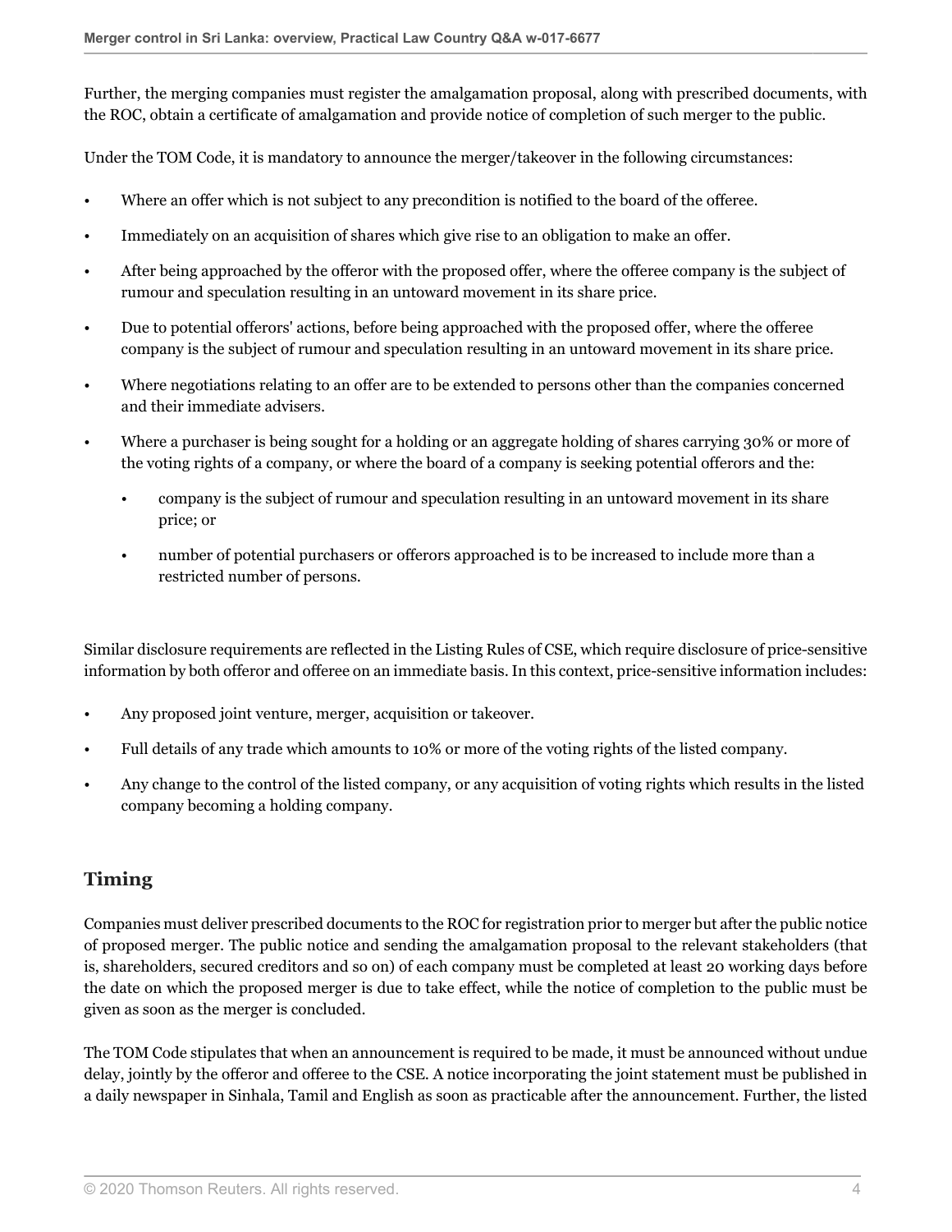Further, the merging companies must register the amalgamation proposal, along with prescribed documents, with the ROC, obtain a certificate of amalgamation and provide notice of completion of such merger to the public.

Under the TOM Code, it is mandatory to announce the merger/takeover in the following circumstances:

- Where an offer which is not subject to any precondition is notified to the board of the offeree.
- Immediately on an acquisition of shares which give rise to an obligation to make an offer.
- After being approached by the offeror with the proposed offer, where the offeree company is the subject of rumour and speculation resulting in an untoward movement in its share price.
- Due to potential offerors' actions, before being approached with the proposed offer, where the offeree company is the subject of rumour and speculation resulting in an untoward movement in its share price.
- Where negotiations relating to an offer are to be extended to persons other than the companies concerned and their immediate advisers.
- Where a purchaser is being sought for a holding or an aggregate holding of shares carrying 30% or more of the voting rights of a company, or where the board of a company is seeking potential offerors and the:
  - company is the subject of rumour and speculation resulting in an untoward movement in its share price; or
  - number of potential purchasers or offerors approached is to be increased to include more than a restricted number of persons.

Similar disclosure requirements are reflected in the Listing Rules of CSE, which require disclosure of price-sensitive information by both offeror and offeree on an immediate basis. In this context, price-sensitive information includes:

- Any proposed joint venture, merger, acquisition or takeover.
- Full details of any trade which amounts to 10% or more of the voting rights of the listed company.
- Any change to the control of the listed company, or any acquisition of voting rights which results in the listed company becoming a holding company.

## Timing

Companies must deliver prescribed documents to the ROC for registration prior to merger but after the public notice of proposed merger. The public notice and sending the amalgamation proposal to the relevant stakeholders (that is, shareholders, secured creditors and so on) of each company must be completed at least 20 working days before the date on which the proposed merger is due to take effect, while the notice of completion to the public must be given as soon as the merger is concluded.

The TOM Code stipulates that when an announcement is required to be made, it must be announced without undue delay, jointly by the offeror and offeree to the CSE. A notice incorporating the joint statement must be published in a daily newspaper in Sinhala, Tamil and English as soon as practicable after the announcement. Further, the listed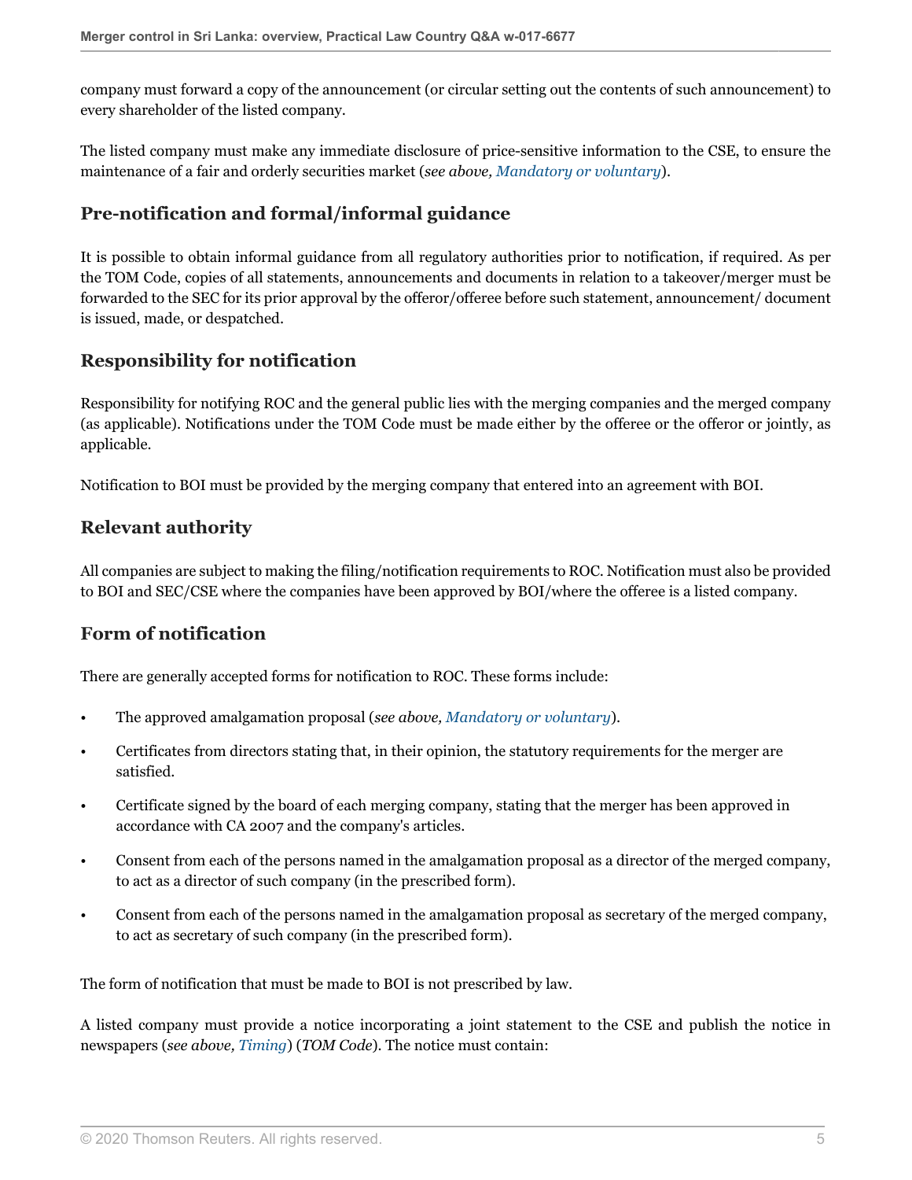company must forward a copy of the announcement (or circular setting out the contents of such announcement) to every shareholder of the listed company.

The listed company must make any immediate disclosure of price-sensitive information to the CSE, to ensure the maintenance of a fair and orderly securities market (*see above, Mandatory or voluntary*).

## Pre-notification and formal/informal guidance

It is possible to obtain informal guidance from all regulatory authorities prior to notification, if required. As per the TOM Code, copies of all statements, announcements and documents in relation to a takeover/merger must be forwarded to the SEC for its prior approval by the offeror/offeree before such statement, announcement/ document is issued, made, or despatched.

## Responsibility for notification

Responsibility for notifying ROC and the general public lies with the merging companies and the merged company (as applicable). Notifications under the TOM Code must be made either by the offeree or the offeror or jointly, as applicable.

Notification to BOI must be provided by the merging company that entered into an agreement with BOI.

## Relevant authority

All companies are subject to making the filing/notification requirements to ROC. Notification must also be provided to BOI and SEC/CSE where the companies have been approved by BOI/where the offeree is a listed company.

## Form of notification

There are generally accepted forms for notification to ROC. These forms include:

- The approved amalgamation proposal (*see above, Mandatory or voluntary*).
- Certificates from directors stating that, in their opinion, the statutory requirements for the merger are satisfied.
- Certificate signed by the board of each merging company, stating that the merger has been approved in accordance with CA 2007 and the company's articles.
- Consent from each of the persons named in the amalgamation proposal as a director of the merged company, to act as a director of such company (in the prescribed form).
- Consent from each of the persons named in the amalgamation proposal as secretary of the merged company, to act as secretary of such company (in the prescribed form).

The form of notification that must be made to BOI is not prescribed by law.

A listed company must provide a notice incorporating a joint statement to the CSE and publish the notice in newspapers (*see above, Timing*) (*TOM Code*). The notice must contain: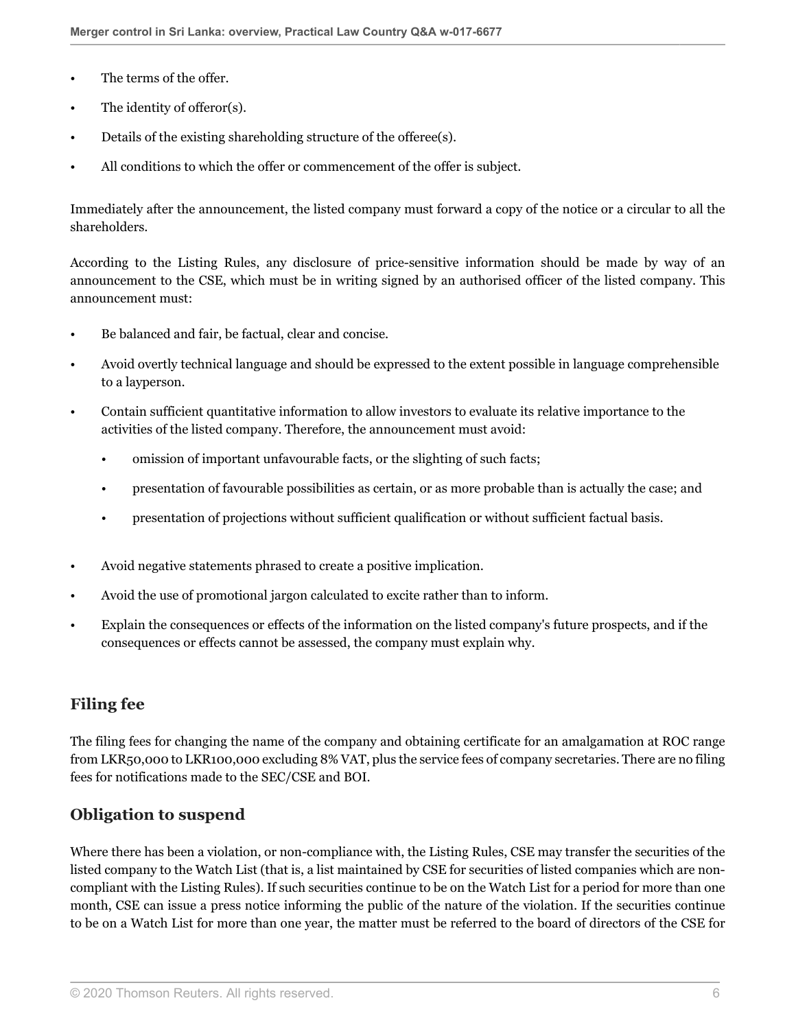- The terms of the offer.
- The identity of offeror(s).
- Details of the existing shareholding structure of the offeree(s).
- All conditions to which the offer or commencement of the offer is subject.

Immediately after the announcement, the listed company must forward a copy of the notice or a circular to all the shareholders.

According to the Listing Rules, any disclosure of price-sensitive information should be made by way of an announcement to the CSE, which must be in writing signed by an authorised officer of the listed company. This announcement must:

- Be balanced and fair, be factual, clear and concise.
- Avoid overtly technical language and should be expressed to the extent possible in language comprehensible to a layperson.
- Contain sufficient quantitative information to allow investors to evaluate its relative importance to the activities of the listed company. Therefore, the announcement must avoid:
  - omission of important unfavourable facts, or the slighting of such facts;
  - presentation of favourable possibilities as certain, or as more probable than is actually the case; and
  - presentation of projections without sufficient qualification or without sufficient factual basis.
- Avoid negative statements phrased to create a positive implication.
- Avoid the use of promotional jargon calculated to excite rather than to inform.
- Explain the consequences or effects of the information on the listed company's future prospects, and if the consequences or effects cannot be assessed, the company must explain why.

## Filing fee

The filing fees for changing the name of the company and obtaining certificate for an amalgamation at ROC range from LKR50,000 to LKR100,000 excluding 8% VAT, plus the service fees of company secretaries. There are no filing fees for notifications made to the SEC/CSE and BOI.

## Obligation to suspend

Where there has been a violation, or non-compliance with, the Listing Rules, CSE may transfer the securities of the listed company to the Watch List (that is, a list maintained by CSE for securities of listed companies which are non-compliant with the Listing Rules). If such securities continue to be on the Watch List for a period for more than one month, CSE can issue a press notice informing the public of the nature of the violation. If the securities continue to be on a Watch List for more than one year, the matter must be referred to the board of directors of the CSE for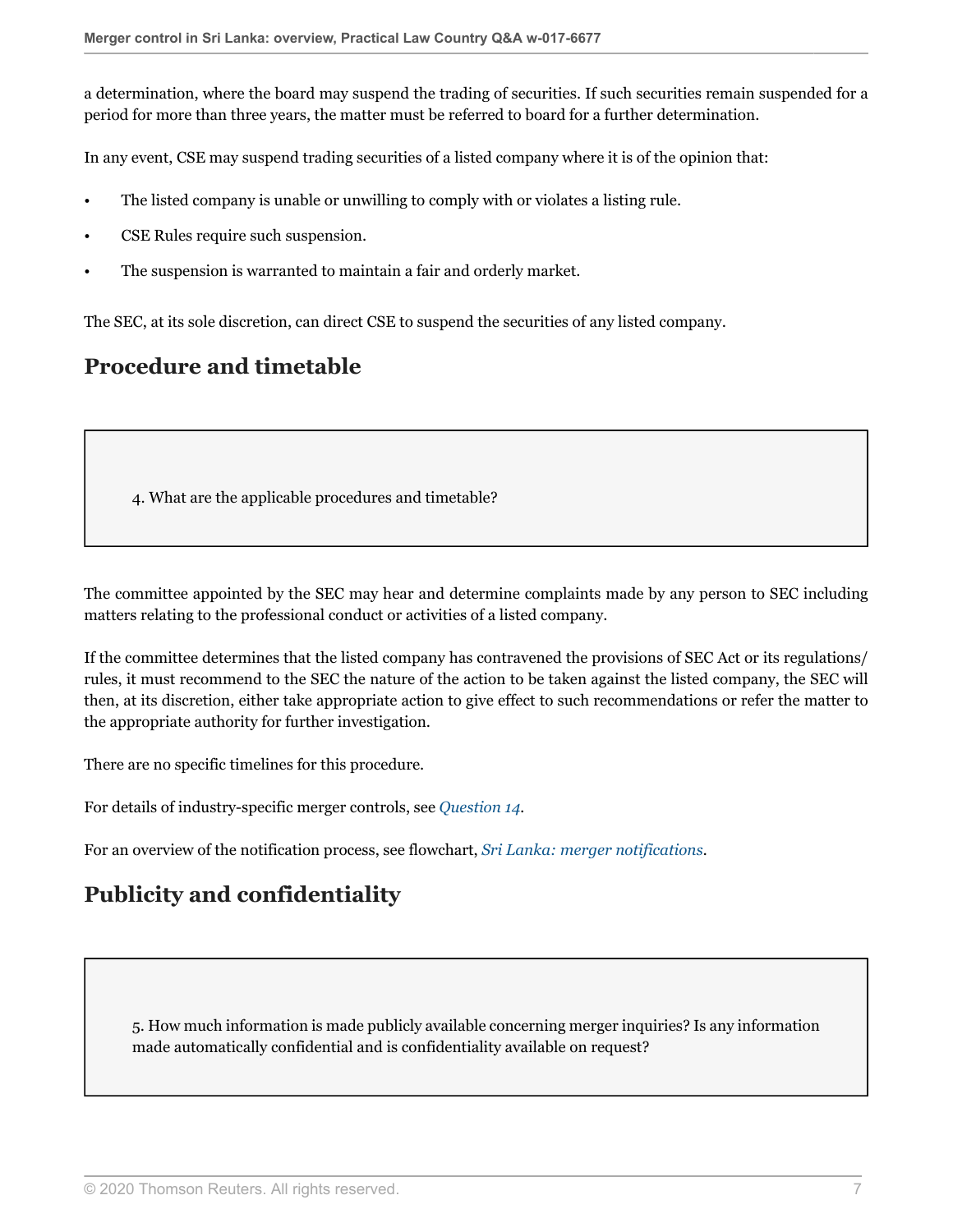a determination, where the board may suspend the trading of securities. If such securities remain suspended for a period for more than three years, the matter must be referred to board for a further determination.

In any event, CSE may suspend trading securities of a listed company where it is of the opinion that:

- The listed company is unable or unwilling to comply with or violates a listing rule.
- CSE Rules require such suspension.
- The suspension is warranted to maintain a fair and orderly market.

The SEC, at its sole discretion, can direct CSE to suspend the securities of any listed company.

## Procedure and timetable

> 4. What are the applicable procedures and timetable?

The committee appointed by the SEC may hear and determine complaints made by any person to SEC including matters relating to the professional conduct or activities of a listed company.

If the committee determines that the listed company has contravened the provisions of SEC Act or its regulations/rules, it must recommend to the SEC the nature of the action to be taken against the listed company, the SEC will then, at its discretion, either take appropriate action to give effect to such recommendations or refer the matter to the appropriate authority for further investigation.

There are no specific timelines for this procedure.

For details of industry-specific merger controls, see *Question 14*.

For an overview of the notification process, see flowchart, *Sri Lanka: merger notifications*.

## Publicity and confidentiality

> 5. How much information is made publicly available concerning merger inquiries? Is any information made automatically confidential and is confidentiality available on request?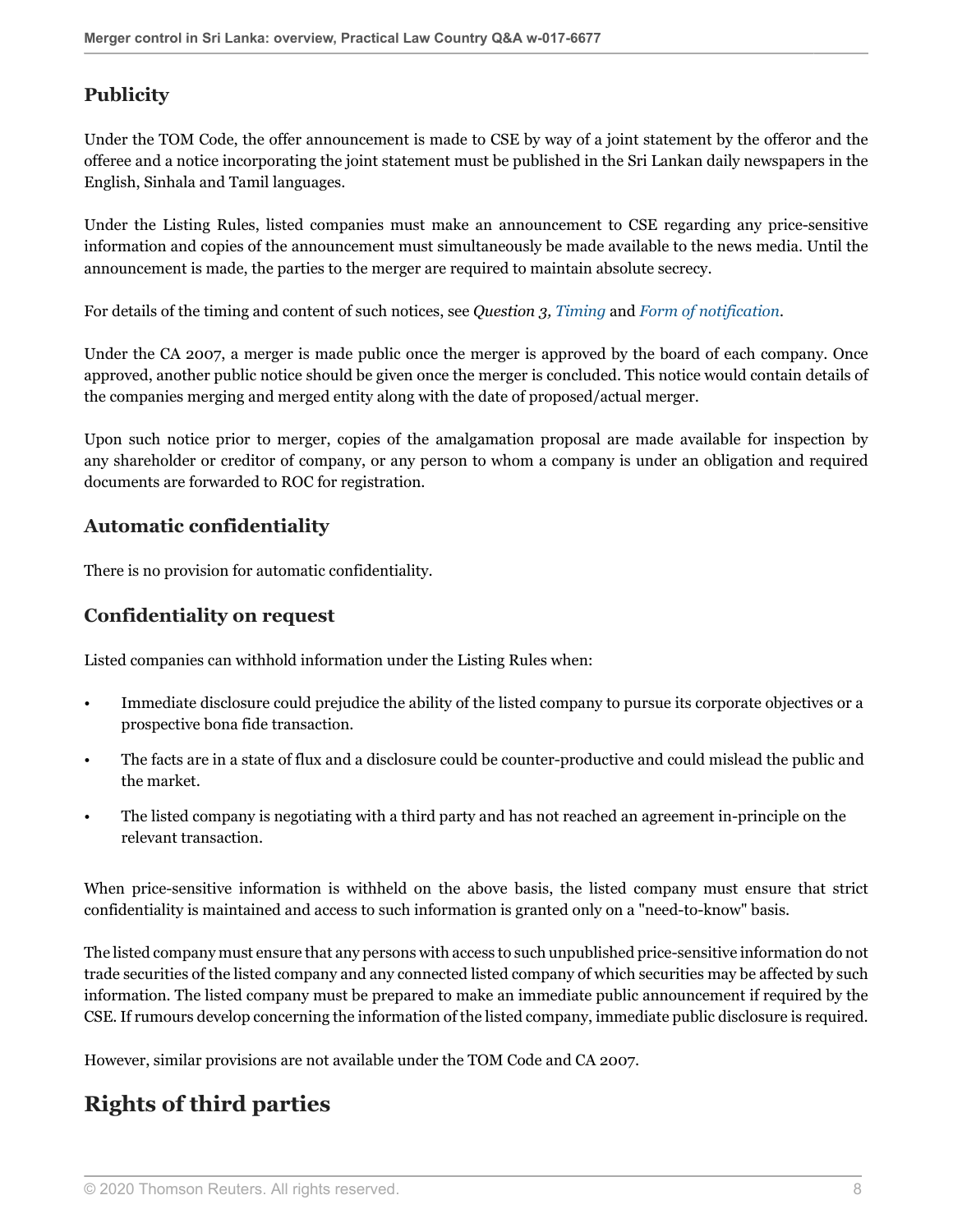## Publicity

Under the TOM Code, the offer announcement is made to CSE by way of a joint statement by the offeror and the offeree and a notice incorporating the joint statement must be published in the Sri Lankan daily newspapers in the English, Sinhala and Tamil languages.

Under the Listing Rules, listed companies must make an announcement to CSE regarding any price-sensitive information and copies of the announcement must simultaneously be made available to the news media. Until the announcement is made, the parties to the merger are required to maintain absolute secrecy.

For details of the timing and content of such notices, see *Question 3, Timing* and *Form of notification*.

Under the CA 2007, a merger is made public once the merger is approved by the board of each company. Once approved, another public notice should be given once the merger is concluded. This notice would contain details of the companies merging and merged entity along with the date of proposed/actual merger.

Upon such notice prior to merger, copies of the amalgamation proposal are made available for inspection by any shareholder or creditor of company, or any person to whom a company is under an obligation and required documents are forwarded to ROC for registration.

## Automatic confidentiality

There is no provision for automatic confidentiality.

## Confidentiality on request

Listed companies can withhold information under the Listing Rules when:

- Immediate disclosure could prejudice the ability of the listed company to pursue its corporate objectives or a prospective bona fide transaction.
- The facts are in a state of flux and a disclosure could be counter-productive and could mislead the public and the market.
- The listed company is negotiating with a third party and has not reached an agreement in-principle on the relevant transaction.

When price-sensitive information is withheld on the above basis, the listed company must ensure that strict confidentiality is maintained and access to such information is granted only on a "need-to-know" basis.

The listed company must ensure that any persons with access to such unpublished price-sensitive information do not trade securities of the listed company and any connected listed company of which securities may be affected by such information. The listed company must be prepared to make an immediate public announcement if required by the CSE. If rumours develop concerning the information of the listed company, immediate public disclosure is required.

However, similar provisions are not available under the TOM Code and CA 2007.

# Rights of third parties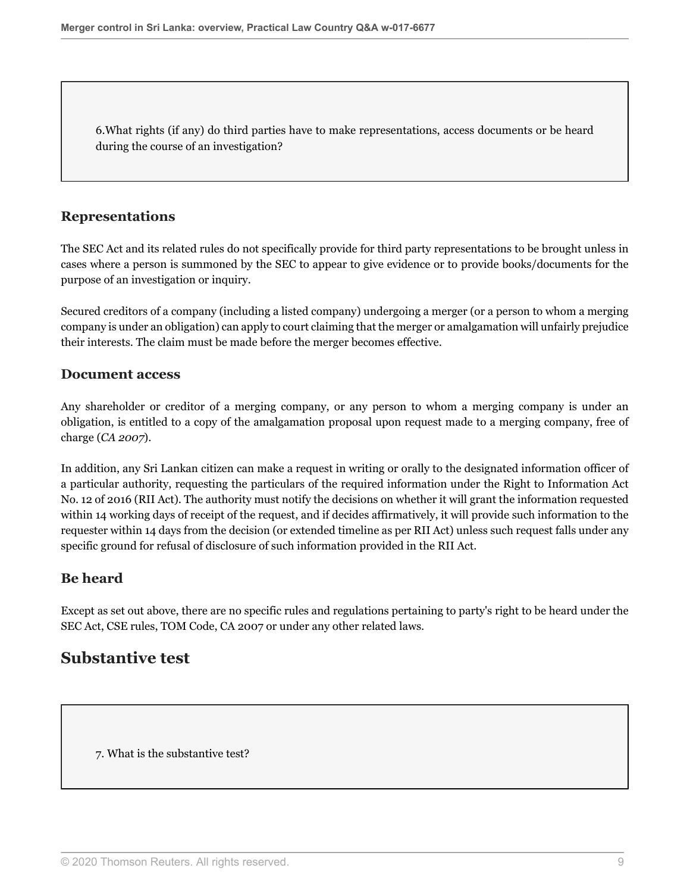6.What rights (if any) do third parties have to make representations, access documents or be heard during the course of an investigation?

### Representations

The SEC Act and its related rules do not specifically provide for third party representations to be brought unless in cases where a person is summoned by the SEC to appear to give evidence or to provide books/documents for the purpose of an investigation or inquiry.

Secured creditors of a company (including a listed company) undergoing a merger (or a person to whom a merging company is under an obligation) can apply to court claiming that the merger or amalgamation will unfairly prejudice their interests. The claim must be made before the merger becomes effective.

### Document access

Any shareholder or creditor of a merging company, or any person to whom a merging company is under an obligation, is entitled to a copy of the amalgamation proposal upon request made to a merging company, free of charge (*CA 2007*).

In addition, any Sri Lankan citizen can make a request in writing or orally to the designated information officer of a particular authority, requesting the particulars of the required information under the Right to Information Act No. 12 of 2016 (RII Act). The authority must notify the decisions on whether it will grant the information requested within 14 working days of receipt of the request, and if decides affirmatively, it will provide such information to the requester within 14 days from the decision (or extended timeline as per RII Act) unless such request falls under any specific ground for refusal of disclosure of such information provided in the RII Act.

### Be heard

Except as set out above, there are no specific rules and regulations pertaining to party's right to be heard under the SEC Act, CSE rules, TOM Code, CA 2007 or under any other related laws.

## Substantive test

7. What is the substantive test?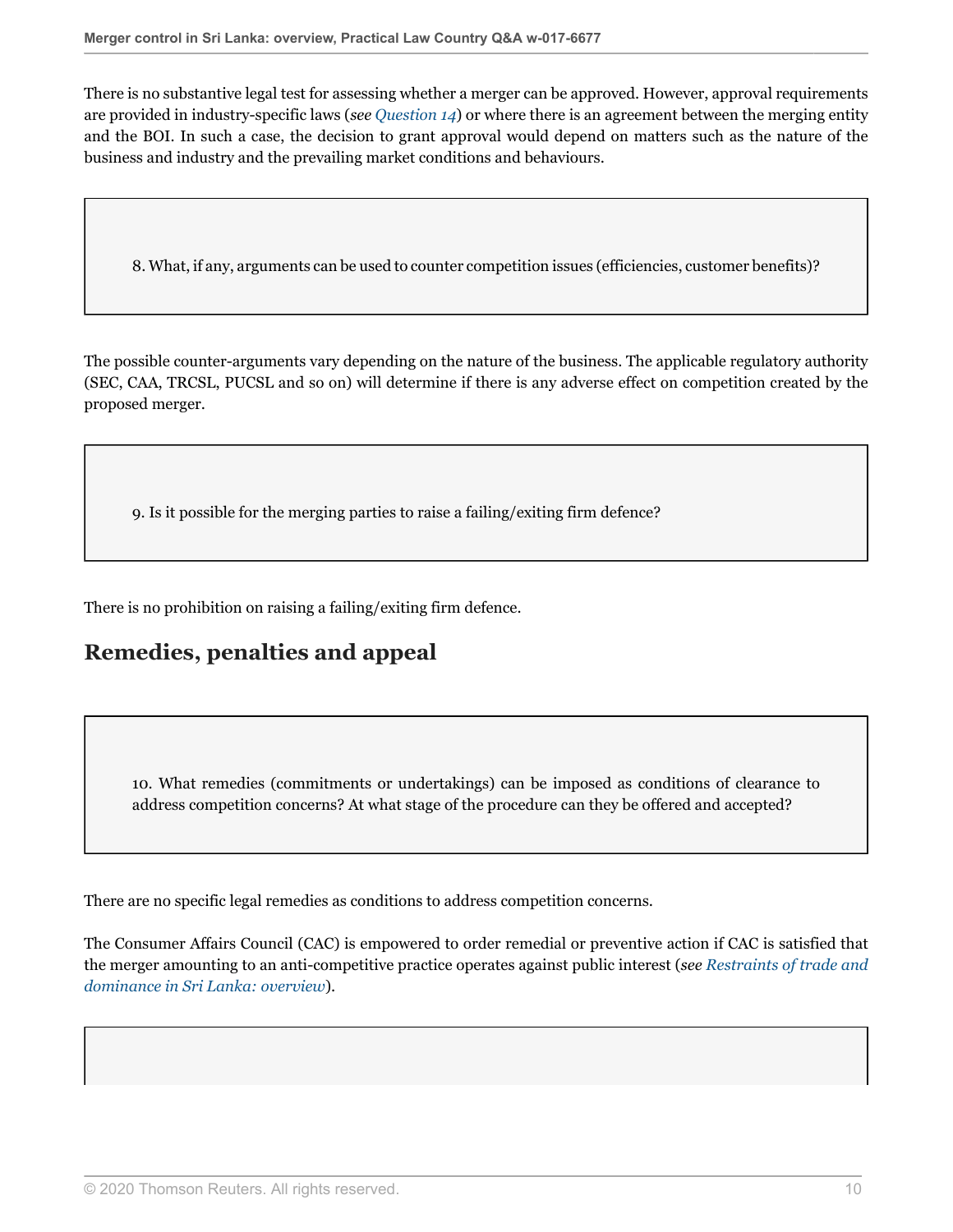There is no substantive legal test for assessing whether a merger can be approved. However, approval requirements are provided in industry-specific laws (*see Question 14*) or where there is an agreement between the merging entity and the BOI. In such a case, the decision to grant approval would depend on matters such as the nature of the business and industry and the prevailing market conditions and behaviours.

> 8. What, if any, arguments can be used to counter competition issues (efficiencies, customer benefits)?

The possible counter-arguments vary depending on the nature of the business. The applicable regulatory authority (SEC, CAA, TRCSL, PUCSL and so on) will determine if there is any adverse effect on competition created by the proposed merger.

> 9. Is it possible for the merging parties to raise a failing/exiting firm defence?

There is no prohibition on raising a failing/exiting firm defence.

## Remedies, penalties and appeal

> 10. What remedies (commitments or undertakings) can be imposed as conditions of clearance to address competition concerns? At what stage of the procedure can they be offered and accepted?

There are no specific legal remedies as conditions to address competition concerns.

The Consumer Affairs Council (CAC) is empowered to order remedial or preventive action if CAC is satisfied that the merger amounting to an anti-competitive practice operates against public interest (*see Restraints of trade and dominance in Sri Lanka: overview*).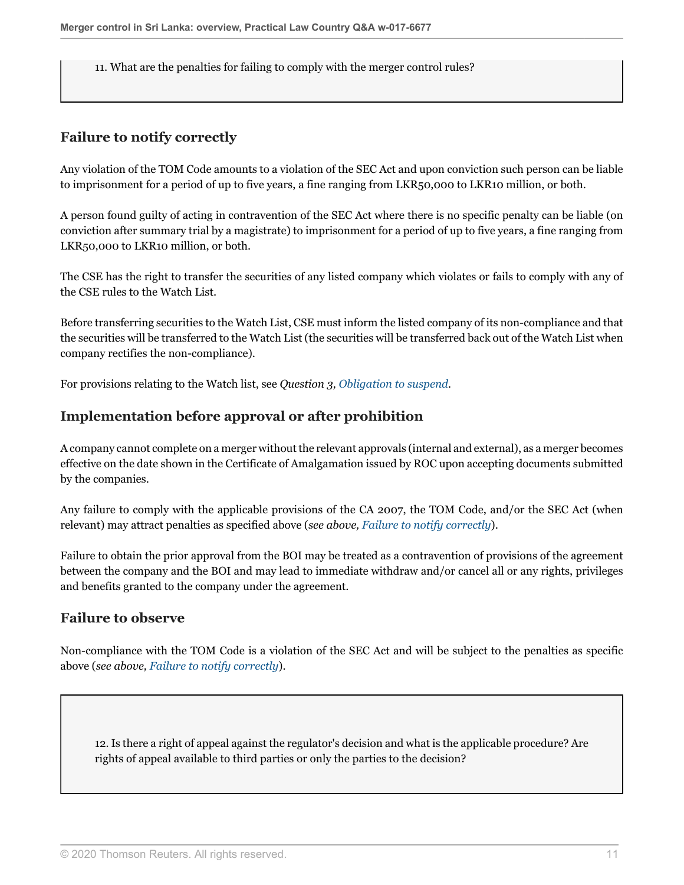11. What are the penalties for failing to comply with the merger control rules?

## Failure to notify correctly

Any violation of the TOM Code amounts to a violation of the SEC Act and upon conviction such person can be liable to imprisonment for a period of up to five years, a fine ranging from LKR50,000 to LKR10 million, or both.

A person found guilty of acting in contravention of the SEC Act where there is no specific penalty can be liable (on conviction after summary trial by a magistrate) to imprisonment for a period of up to five years, a fine ranging from LKR50,000 to LKR10 million, or both.

The CSE has the right to transfer the securities of any listed company which violates or fails to comply with any of the CSE rules to the Watch List.

Before transferring securities to the Watch List, CSE must inform the listed company of its non-compliance and that the securities will be transferred to the Watch List (the securities will be transferred back out of the Watch List when company rectifies the non-compliance).

For provisions relating to the Watch list, see *Question 3, Obligation to suspend*.

## Implementation before approval or after prohibition

A company cannot complete on a merger without the relevant approvals (internal and external), as a merger becomes effective on the date shown in the Certificate of Amalgamation issued by ROC upon accepting documents submitted by the companies.

Any failure to comply with the applicable provisions of the CA 2007, the TOM Code, and/or the SEC Act (when relevant) may attract penalties as specified above (*see above, Failure to notify correctly*).

Failure to obtain the prior approval from the BOI may be treated as a contravention of provisions of the agreement between the company and the BOI and may lead to immediate withdraw and/or cancel all or any rights, privileges and benefits granted to the company under the agreement.

## Failure to observe

Non-compliance with the TOM Code is a violation of the SEC Act and will be subject to the penalties as specific above (*see above, Failure to notify correctly*).

12. Is there a right of appeal against the regulator's decision and what is the applicable procedure? Are rights of appeal available to third parties or only the parties to the decision?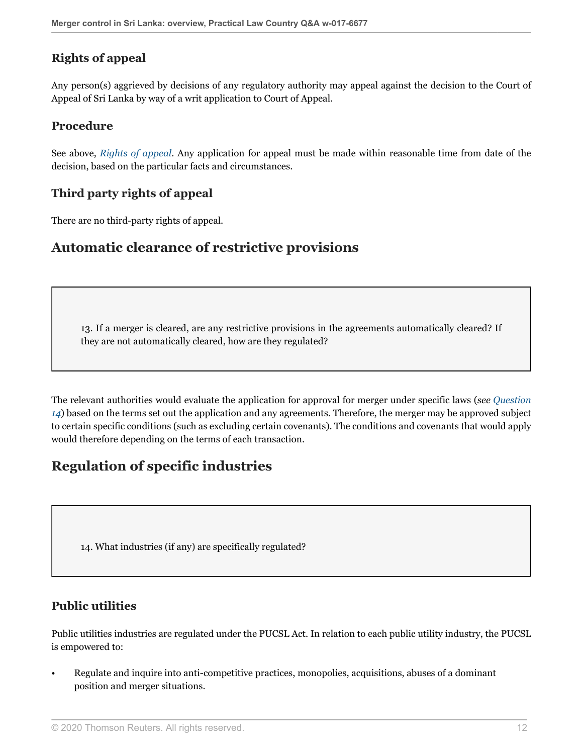### Rights of appeal

Any person(s) aggrieved by decisions of any regulatory authority may appeal against the decision to the Court of Appeal of Sri Lanka by way of a writ application to Court of Appeal.

### Procedure

See above, *Rights of appeal*. Any application for appeal must be made within reasonable time from date of the decision, based on the particular facts and circumstances.

### Third party rights of appeal

There are no third-party rights of appeal.

## Automatic clearance of restrictive provisions

13. If a merger is cleared, are any restrictive provisions in the agreements automatically cleared? If they are not automatically cleared, how are they regulated?

The relevant authorities would evaluate the application for approval for merger under specific laws (*see Question 14*) based on the terms set out the application and any agreements. Therefore, the merger may be approved subject to certain specific conditions (such as excluding certain covenants). The conditions and covenants that would apply would therefore depending on the terms of each transaction.

## Regulation of specific industries

14. What industries (if any) are specifically regulated?

### Public utilities

Public utilities industries are regulated under the PUCSL Act. In relation to each public utility industry, the PUCSL is empowered to:

- Regulate and inquire into anti-competitive practices, monopolies, acquisitions, abuses of a dominant position and merger situations.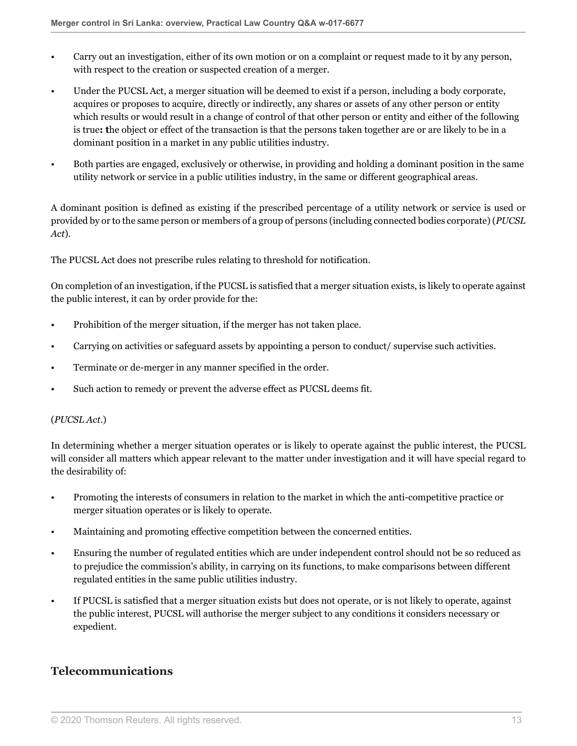- Carry out an investigation, either of its own motion or on a complaint or request made to it by any person, with respect to the creation or suspected creation of a merger.
- Under the PUCSL Act, a merger situation will be deemed to exist if a person, including a body corporate, acquires or proposes to acquire, directly or indirectly, any shares or assets of any other person or entity which results or would result in a change of control of that other person or entity and either of the following is true**: t**he object or effect of the transaction is that the persons taken together are or are likely to be in a dominant position in a market in any public utilities industry.
- Both parties are engaged, exclusively or otherwise, in providing and holding a dominant position in the same utility network or service in a public utilities industry, in the same or different geographical areas.

A dominant position is defined as existing if the prescribed percentage of a utility network or service is used or provided by or to the same person or members of a group of persons (including connected bodies corporate) (*PUCSL Act*).

The PUCSL Act does not prescribe rules relating to threshold for notification.

On completion of an investigation, if the PUCSL is satisfied that a merger situation exists, is likely to operate against the public interest, it can by order provide for the:

- Prohibition of the merger situation, if the merger has not taken place.
- Carrying on activities or safeguard assets by appointing a person to conduct/ supervise such activities.
- Terminate or de-merger in any manner specified in the order.
- Such action to remedy or prevent the adverse effect as PUCSL deems fit.

(*PUCSL Act*.)

In determining whether a merger situation operates or is likely to operate against the public interest, the PUCSL will consider all matters which appear relevant to the matter under investigation and it will have special regard to the desirability of:

- Promoting the interests of consumers in relation to the market in which the anti-competitive practice or merger situation operates or is likely to operate.
- Maintaining and promoting effective competition between the concerned entities.
- Ensuring the number of regulated entities which are under independent control should not be so reduced as to prejudice the commission's ability, in carrying on its functions, to make comparisons between different regulated entities in the same public utilities industry.
- If PUCSL is satisfied that a merger situation exists but does not operate, or is not likely to operate, against the public interest, PUCSL will authorise the merger subject to any conditions it considers necessary or expedient.

## Telecommunications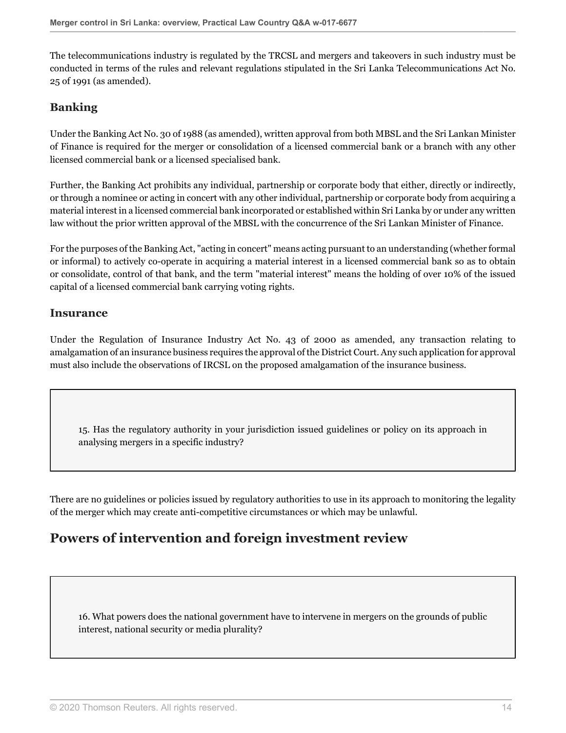The telecommunications industry is regulated by the TRCSL and mergers and takeovers in such industry must be conducted in terms of the rules and relevant regulations stipulated in the Sri Lanka Telecommunications Act No. 25 of 1991 (as amended).

### Banking

Under the Banking Act No. 30 of 1988 (as amended), written approval from both MBSL and the Sri Lankan Minister of Finance is required for the merger or consolidation of a licensed commercial bank or a branch with any other licensed commercial bank or a licensed specialised bank.

Further, the Banking Act prohibits any individual, partnership or corporate body that either, directly or indirectly, or through a nominee or acting in concert with any other individual, partnership or corporate body from acquiring a material interest in a licensed commercial bank incorporated or established within Sri Lanka by or under any written law without the prior written approval of the MBSL with the concurrence of the Sri Lankan Minister of Finance.

For the purposes of the Banking Act, "acting in concert" means acting pursuant to an understanding (whether formal or informal) to actively co-operate in acquiring a material interest in a licensed commercial bank so as to obtain or consolidate, control of that bank, and the term "material interest" means the holding of over 10% of the issued capital of a licensed commercial bank carrying voting rights.

### Insurance

Under the Regulation of Insurance Industry Act No. 43 of 2000 as amended, any transaction relating to amalgamation of an insurance business requires the approval of the District Court. Any such application for approval must also include the observations of IRCSL on the proposed amalgamation of the insurance business.

> 15. Has the regulatory authority in your jurisdiction issued guidelines or policy on its approach in analysing mergers in a specific industry?

There are no guidelines or policies issued by regulatory authorities to use in its approach to monitoring the legality of the merger which may create anti-competitive circumstances or which may be unlawful.

## Powers of intervention and foreign investment review

> 16. What powers does the national government have to intervene in mergers on the grounds of public interest, national security or media plurality?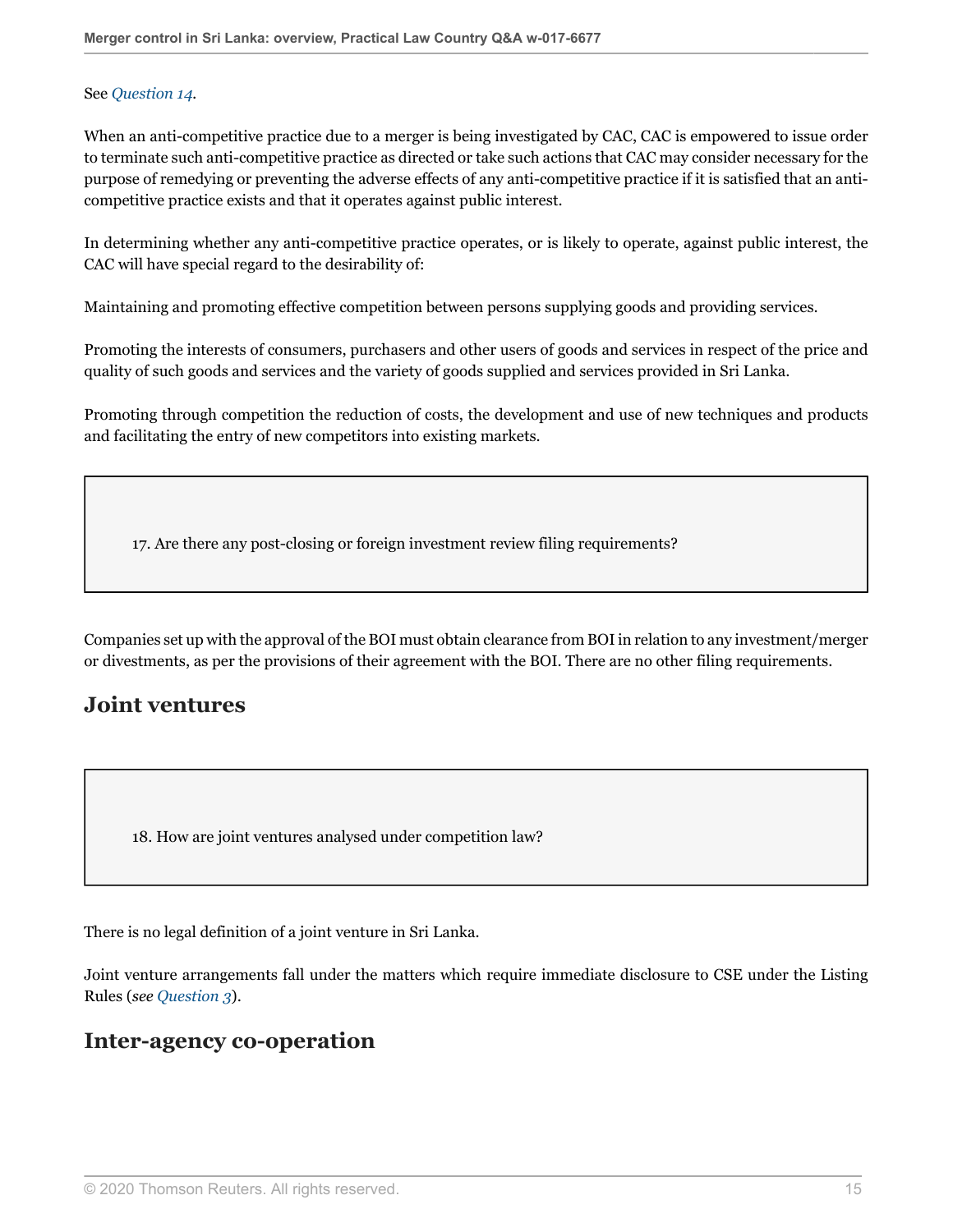See *Question 14*.

When an anti-competitive practice due to a merger is being investigated by CAC, CAC is empowered to issue order to terminate such anti-competitive practice as directed or take such actions that CAC may consider necessary for the purpose of remedying or preventing the adverse effects of any anti-competitive practice if it is satisfied that an anti-competitive practice exists and that it operates against public interest.

In determining whether any anti-competitive practice operates, or is likely to operate, against public interest, the CAC will have special regard to the desirability of:

Maintaining and promoting effective competition between persons supplying goods and providing services.

Promoting the interests of consumers, purchasers and other users of goods and services in respect of the price and quality of such goods and services and the variety of goods supplied and services provided in Sri Lanka.

Promoting through competition the reduction of costs, the development and use of new techniques and products and facilitating the entry of new competitors into existing markets.

17. Are there any post-closing or foreign investment review filing requirements?

Companies set up with the approval of the BOI must obtain clearance from BOI in relation to any investment/merger or divestments, as per the provisions of their agreement with the BOI. There are no other filing requirements.

## Joint ventures

18. How are joint ventures analysed under competition law?

There is no legal definition of a joint venture in Sri Lanka.

Joint venture arrangements fall under the matters which require immediate disclosure to CSE under the Listing Rules (*see Question 3*).

## Inter-agency co-operation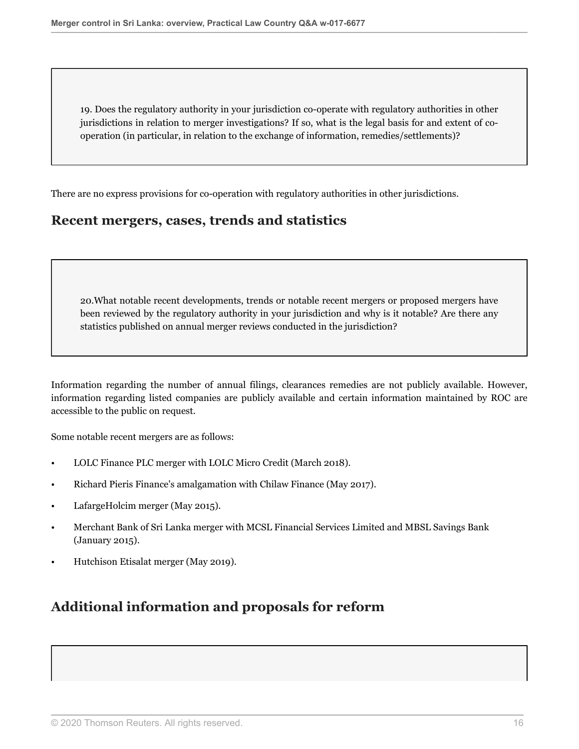19. Does the regulatory authority in your jurisdiction co-operate with regulatory authorities in other jurisdictions in relation to merger investigations? If so, what is the legal basis for and extent of co-operation (in particular, in relation to the exchange of information, remedies/settlements)?

There are no express provisions for co-operation with regulatory authorities in other jurisdictions.

## Recent mergers, cases, trends and statistics

20.What notable recent developments, trends or notable recent mergers or proposed mergers have been reviewed by the regulatory authority in your jurisdiction and why is it notable? Are there any statistics published on annual merger reviews conducted in the jurisdiction?

Information regarding the number of annual filings, clearances remedies are not publicly available. However, information regarding listed companies are publicly available and certain information maintained by ROC are accessible to the public on request.

Some notable recent mergers are as follows:

- LOLC Finance PLC merger with LOLC Micro Credit (March 2018).
- Richard Pieris Finance's amalgamation with Chilaw Finance (May 2017).
- LafargeHolcim merger (May 2015).
- Merchant Bank of Sri Lanka merger with MCSL Financial Services Limited and MBSL Savings Bank (January 2015).
- Hutchison Etisalat merger (May 2019).

## Additional information and proposals for reform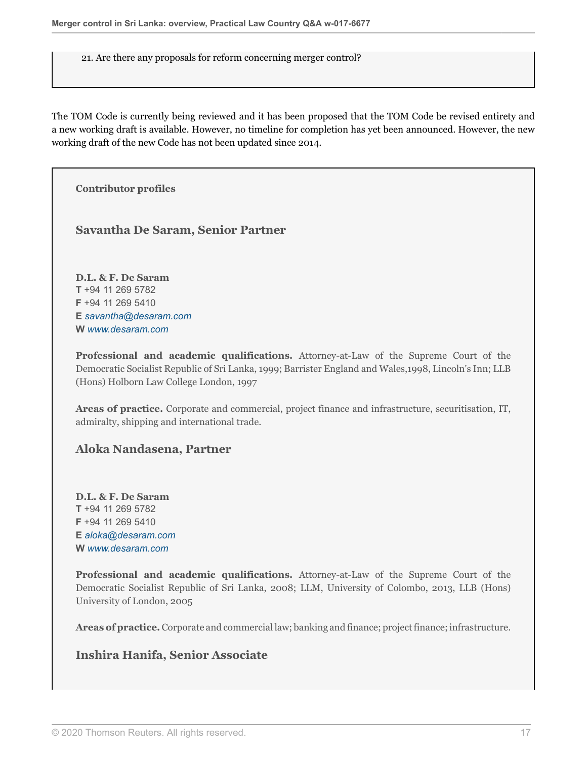21. Are there any proposals for reform concerning merger control?

The TOM Code is currently being reviewed and it has been proposed that the TOM Code be revised entirety and a new working draft is available. However, no timeline for completion has yet been announced. However, the new working draft of the new Code has not been updated since 2014.

**Contributor profiles**

### Savantha De Saram, Senior Partner

**D.L. & F. De Saram**
**T** +94 11 269 5782
**F** +94 11 269 5410
**E** *savantha@desaram.com*
**W** *www.desaram.com*

**Professional and academic qualifications.** Attorney-at-Law of the Supreme Court of the Democratic Socialist Republic of Sri Lanka, 1999; Barrister England and Wales,1998, Lincoln's Inn; LLB (Hons) Holborn Law College London, 1997

**Areas of practice.** Corporate and commercial, project finance and infrastructure, securitisation, IT, admiralty, shipping and international trade.

### Aloka Nandasena, Partner

**D.L. & F. De Saram**
**T** +94 11 269 5782
**F** +94 11 269 5410
**E** *aloka@desaram.com*
**W** *www.desaram.com*

**Professional and academic qualifications.** Attorney-at-Law of the Supreme Court of the Democratic Socialist Republic of Sri Lanka, 2008; LLM, University of Colombo, 2013, LLB (Hons) University of London, 2005

**Areas of practice.** Corporate and commercial law; banking and finance; project finance; infrastructure.

### Inshira Hanifa, Senior Associate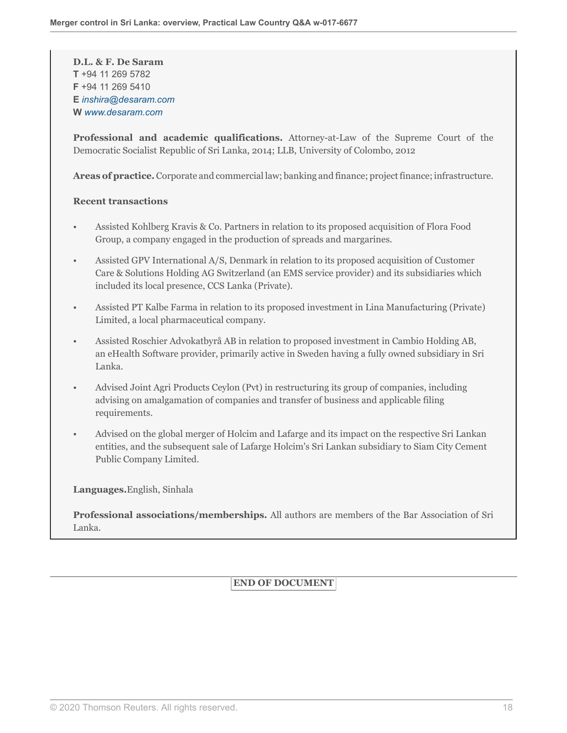**D.L. & F. De Saram**
**T** +94 11 269 5782
**F** +94 11 269 5410
**E** *inshira@desaram.com*
**W** *www.desaram.com*

**Professional and academic qualifications.** Attorney-at-Law of the Supreme Court of the Democratic Socialist Republic of Sri Lanka, 2014; LLB, University of Colombo, 2012

**Areas of practice.** Corporate and commercial law; banking and finance; project finance; infrastructure.

**Recent transactions**

- Assisted Kohlberg Kravis & Co. Partners in relation to its proposed acquisition of Flora Food Group, a company engaged in the production of spreads and margarines.
- Assisted GPV International A/S, Denmark in relation to its proposed acquisition of Customer Care & Solutions Holding AG Switzerland (an EMS service provider) and its subsidiaries which included its local presence, CCS Lanka (Private).
- Assisted PT Kalbe Farma in relation to its proposed investment in Lina Manufacturing (Private) Limited, a local pharmaceutical company.
- Assisted Roschier Advokatbyrå AB in relation to proposed investment in Cambio Holding AB, an eHealth Software provider, primarily active in Sweden having a fully owned subsidiary in Sri Lanka.
- Advised Joint Agri Products Ceylon (Pvt) in restructuring its group of companies, including advising on amalgamation of companies and transfer of business and applicable filing requirements.
- Advised on the global merger of Holcim and Lafarge and its impact on the respective Sri Lankan entities, and the subsequent sale of Lafarge Holcim's Sri Lankan subsidiary to Siam City Cement Public Company Limited.

**Languages.**English, Sinhala

**Professional associations/memberships.** All authors are members of the Bar Association of Sri Lanka.

**END OF DOCUMENT**